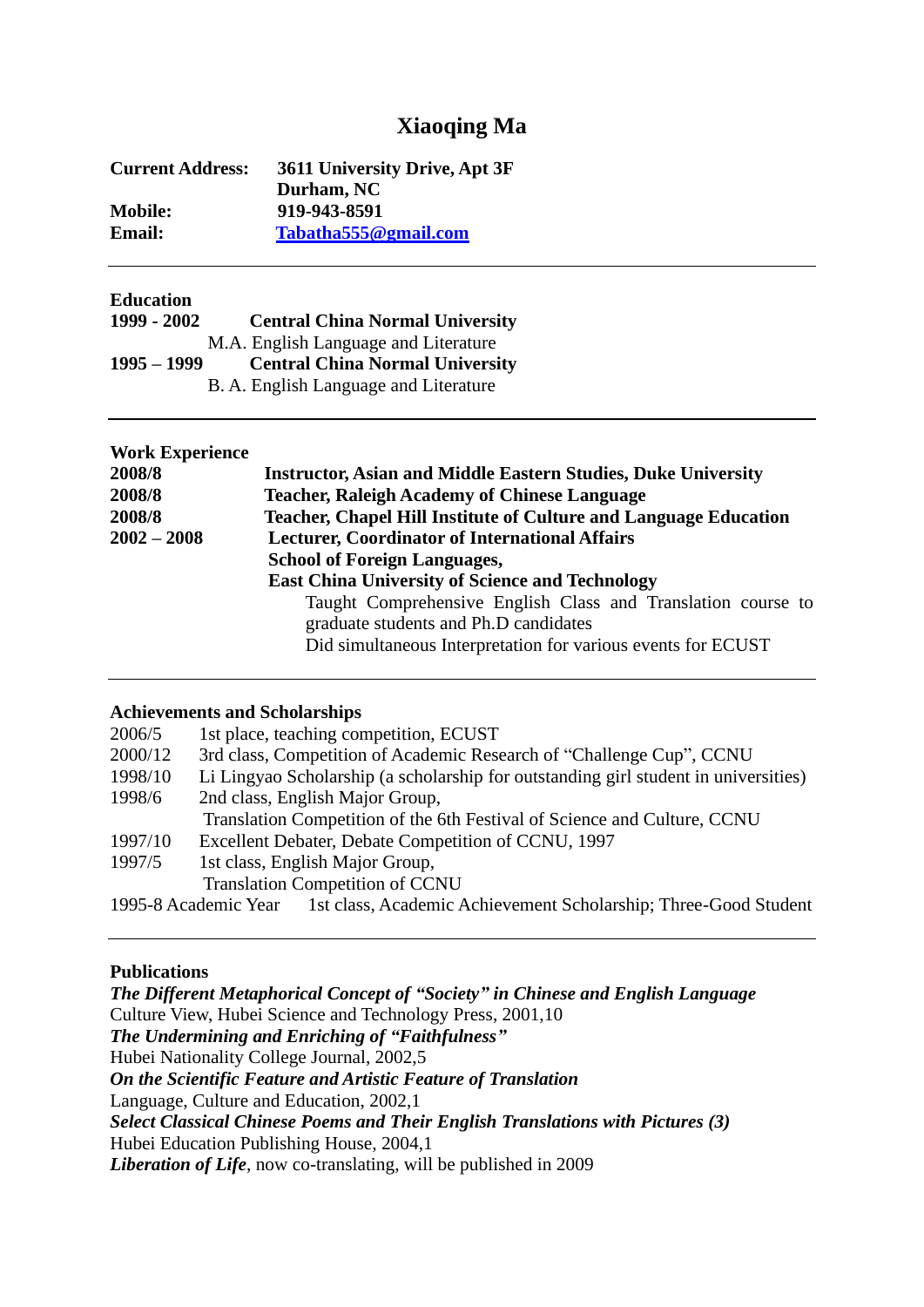# Xiaoqing Ma

**Current Address:** **3611 University Drive, Apt 3F**
**Durham, NC**
**Mobile:** **919-943-8591**
**Email:** **Tabatha555@gmail.com**

---

## Education

**1999 - 2002** **Central China Normal University**
M.A. English Language and Literature

**1995 – 1999** **Central China Normal University**
B. A. English Language and Literature

---

## Work Experience

**2008/8** **Instructor, Asian and Middle Eastern Studies, Duke University**

**2008/8** **Teacher, Raleigh Academy of Chinese Language**

**2008/8** **Teacher, Chapel Hill Institute of Culture and Language Education**

**2002 – 2008** **Lecturer, Coordinator of International Affairs**
**School of Foreign Languages,**
**East China University of Science and Technology**

Taught Comprehensive English Class and Translation course to graduate students and Ph.D candidates

Did simultaneous Interpretation for various events for ECUST

---

## Achievements and Scholarships

2006/5 1st place, teaching competition, ECUST

2000/12 3rd class, Competition of Academic Research of “Challenge Cup”, CCNU

1998/10 Li Lingyao Scholarship (a scholarship for outstanding girl student in universities)

1998/6 2nd class, English Major Group,
Translation Competition of the 6th Festival of Science and Culture, CCNU

1997/10 Excellent Debater, Debate Competition of CCNU, 1997

1997/5 1st class, English Major Group,
Translation Competition of CCNU

1995-8 Academic Year 1st class, Academic Achievement Scholarship; Three-Good Student

---

## Publications

***The Different Metaphorical Concept of “Society” in Chinese and English Language***
Culture View, Hubei Science and Technology Press, 2001,10

***The Undermining and Enriching of “Faithfulness”***
Hubei Nationality College Journal, 2002,5

***On the Scientific Feature and Artistic Feature of Translation***
Language, Culture and Education, 2002,1

***Select Classical Chinese Poems and Their English Translations with Pictures (3)***
Hubei Education Publishing House, 2004,1

***Liberation of Life***, now co-translating, will be published in 2009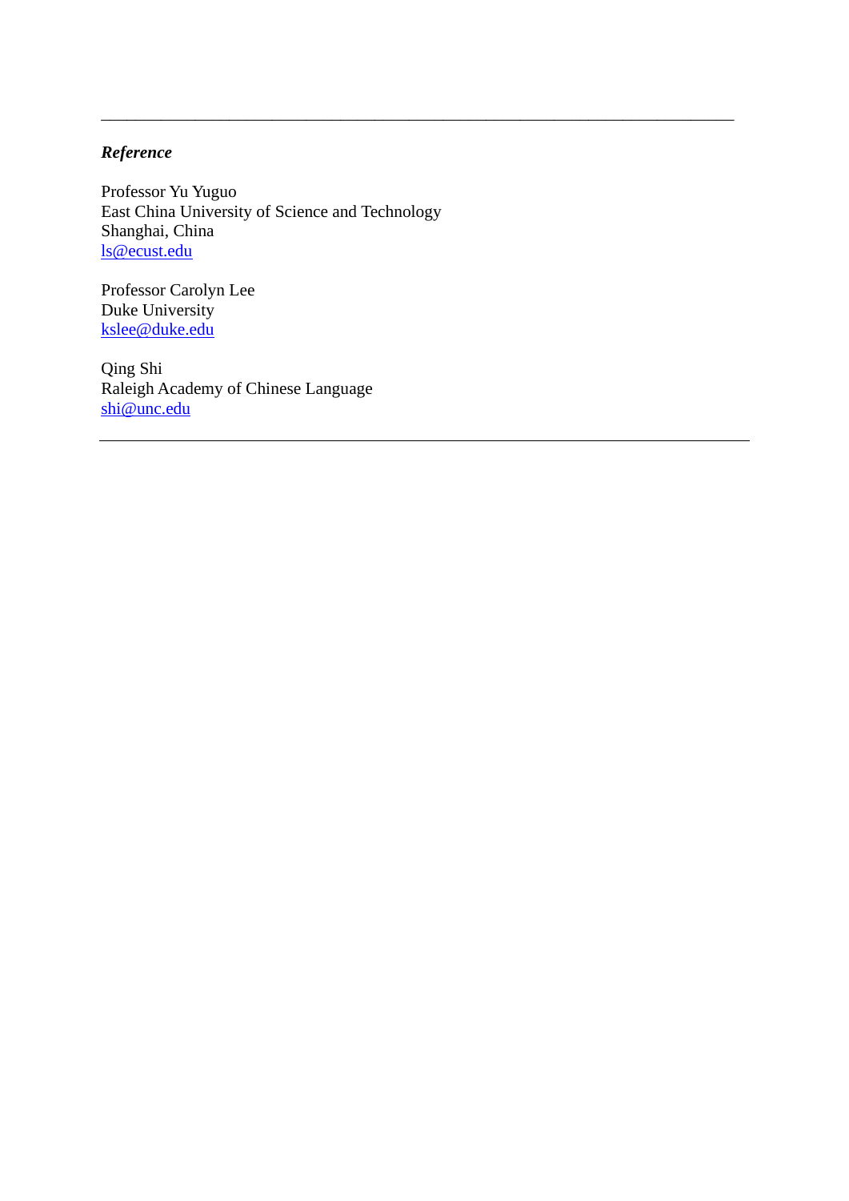---

***Reference***

Professor Yu Yuguo
East China University of Science and Technology
Shanghai, China
ls@ecust.edu

Professor Carolyn Lee
Duke University
kslee@duke.edu

Qing Shi
Raleigh Academy of Chinese Language
shi@unc.edu

---